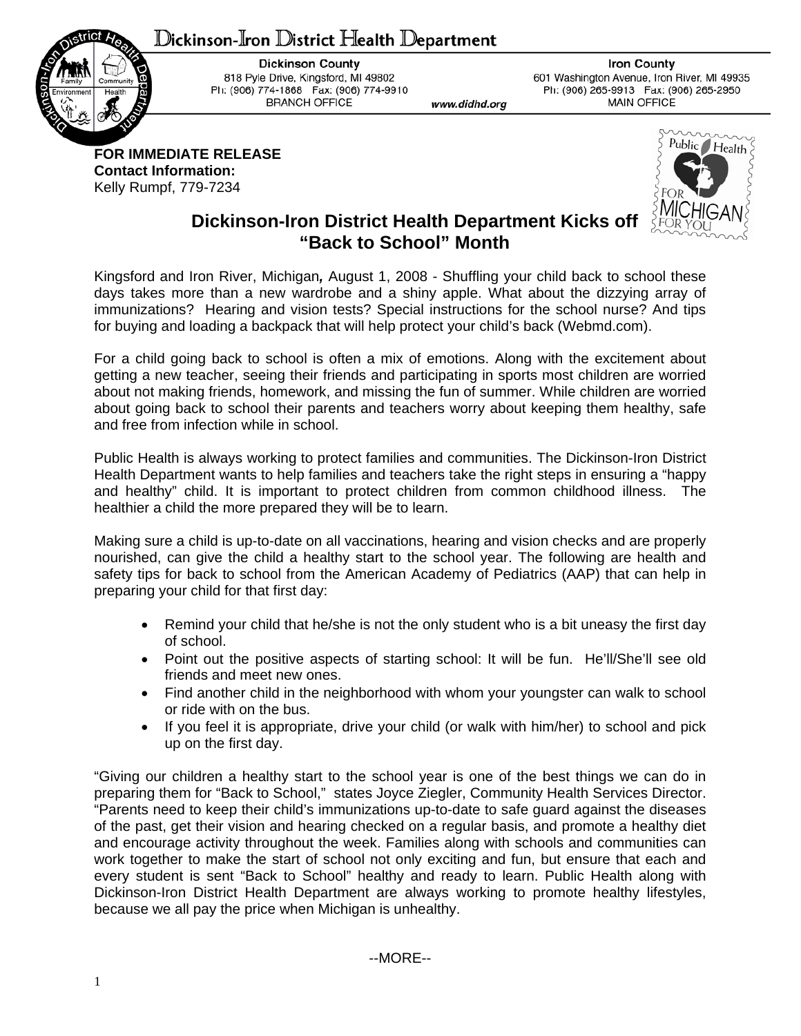# Dickinson-Iron District Health Department

**Dickinson County**
818 Pyle Drive, Kingsford, MI 49802
Ph: (906) 774-1868 Fax: (906) 774-9910
BRANCH OFFICE

www.didhd.org

**Iron County**
601 Washington Avenue, Iron River, MI 49935
Ph: (906) 265-9913 Fax: (906) 265-2950
MAIN OFFICE

**FOR IMMEDIATE RELEASE**
**Contact Information:**
Kelly Rumpf, 779-7234

## Dickinson-Iron District Health Department Kicks off "Back to School" Month

Kingsford and Iron River, Michigan**,** August 1, 2008 - Shuffling your child back to school these days takes more than a new wardrobe and a shiny apple. What about the dizzying array of immunizations? Hearing and vision tests? Special instructions for the school nurse? And tips for buying and loading a backpack that will help protect your child's back (Webmd.com).

For a child going back to school is often a mix of emotions. Along with the excitement about getting a new teacher, seeing their friends and participating in sports most children are worried about not making friends, homework, and missing the fun of summer. While children are worried about going back to school their parents and teachers worry about keeping them healthy, safe and free from infection while in school.

Public Health is always working to protect families and communities. The Dickinson-Iron District Health Department wants to help families and teachers take the right steps in ensuring a "happy and healthy" child. It is important to protect children from common childhood illness. The healthier a child the more prepared they will be to learn.

Making sure a child is up-to-date on all vaccinations, hearing and vision checks and are properly nourished, can give the child a healthy start to the school year. The following are health and safety tips for back to school from the American Academy of Pediatrics (AAP) that can help in preparing your child for that first day:

- Remind your child that he/she is not the only student who is a bit uneasy the first day of school.
- Point out the positive aspects of starting school: It will be fun. He'll/She'll see old friends and meet new ones.
- Find another child in the neighborhood with whom your youngster can walk to school or ride with on the bus.
- If you feel it is appropriate, drive your child (or walk with him/her) to school and pick up on the first day.

"Giving our children a healthy start to the school year is one of the best things we can do in preparing them for "Back to School," states Joyce Ziegler, Community Health Services Director. "Parents need to keep their child's immunizations up-to-date to safe guard against the diseases of the past, get their vision and hearing checked on a regular basis, and promote a healthy diet and encourage activity throughout the week. Families along with schools and communities can work together to make the start of school not only exciting and fun, but ensure that each and every student is sent "Back to School" healthy and ready to learn. Public Health along with Dickinson-Iron District Health Department are always working to promote healthy lifestyles, because we all pay the price when Michigan is unhealthy.

--MORE--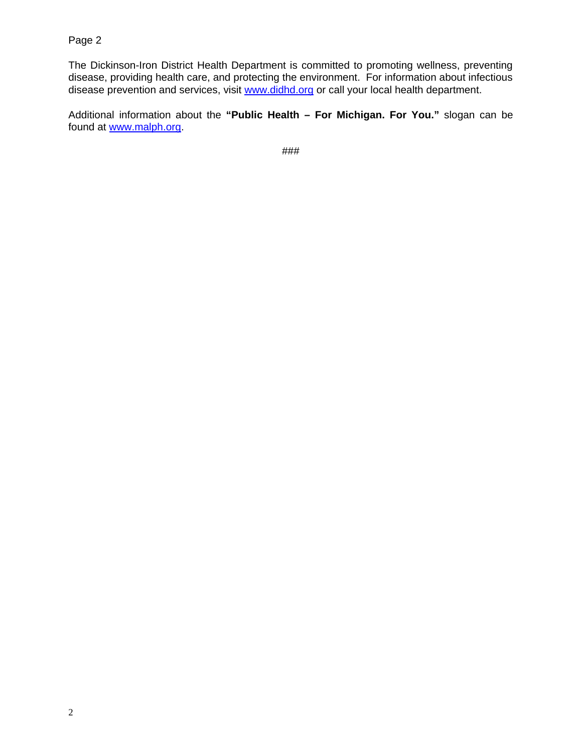The Dickinson-Iron District Health Department is committed to promoting wellness, preventing disease, providing health care, and protecting the environment. For information about infectious disease prevention and services, visit www.didhd.org or call your local health department.

Additional information about the **"Public Health – For Michigan. For You."** slogan can be found at www.malph.org.

###